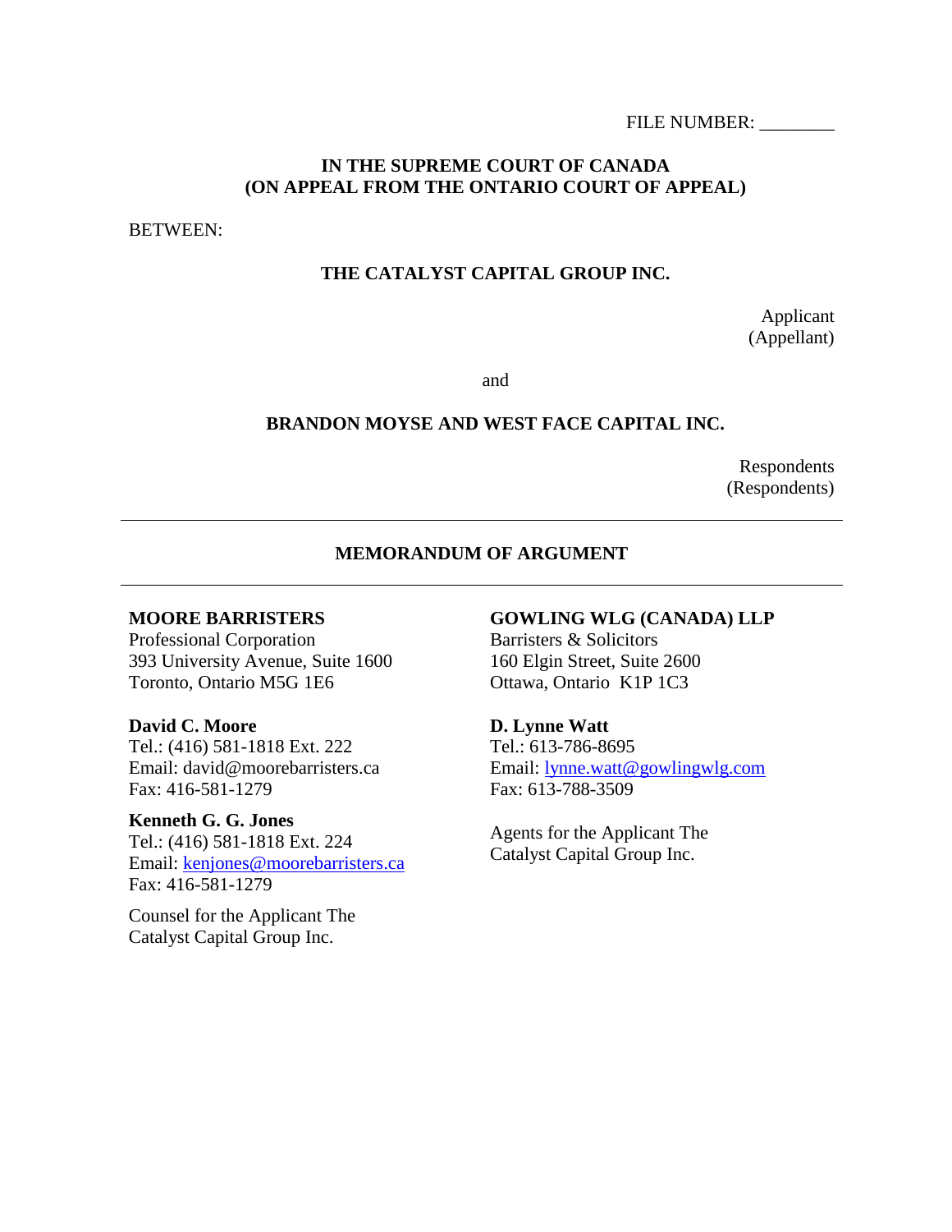FILE NUMBER: ________

**IN THE SUPREME COURT OF CANADA**
**(ON APPEAL FROM THE ONTARIO COURT OF APPEAL)**

BETWEEN:

**THE CATALYST CAPITAL GROUP INC.**

Applicant
(Appellant)

and

**BRANDON MOYSE AND WEST FACE CAPITAL INC.**

Respondents
(Respondents)

---

**MEMORANDUM OF ARGUMENT**

---

**MOORE BARRISTERS**
Professional Corporation
393 University Avenue, Suite 1600
Toronto, Ontario M5G 1E6

**David C. Moore**
Tel.: (416) 581-1818 Ext. 222
Email: david@moorebarristers.ca
Fax: 416-581-1279

**Kenneth G. G. Jones**
Tel.: (416) 581-1818 Ext. 224
Email: kenjones@moorebarristers.ca
Fax: 416-581-1279

Counsel for the Applicant The Catalyst Capital Group Inc.

**GOWLING WLG (CANADA) LLP**
Barristers & Solicitors
160 Elgin Street, Suite 2600
Ottawa, Ontario K1P 1C3

**D. Lynne Watt**
Tel.: 613-786-8695
Email: lynne.watt@gowlingwlg.com
Fax: 613-788-3509

Agents for the Applicant The Catalyst Capital Group Inc.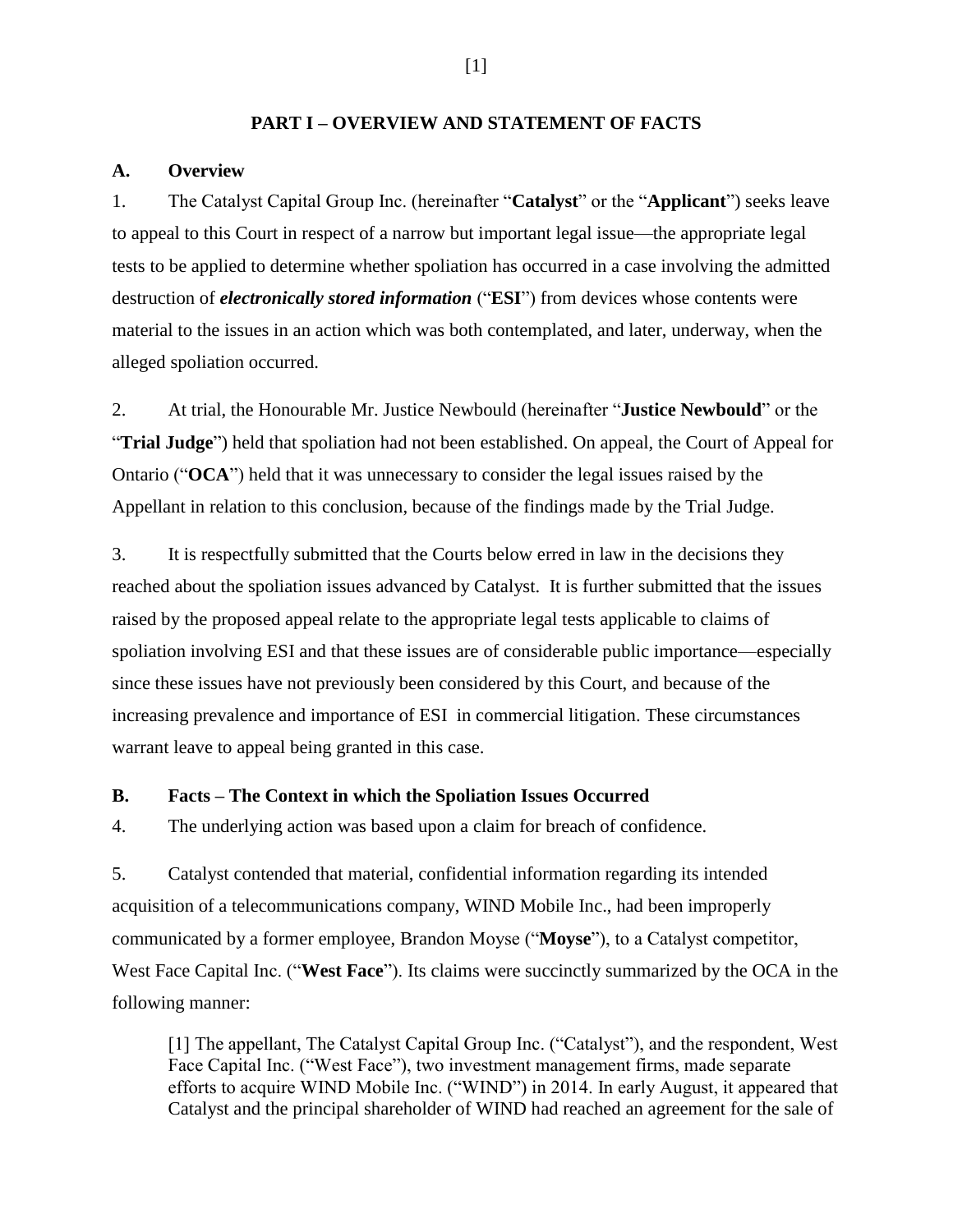## PART I – OVERVIEW AND STATEMENT OF FACTS

### A. Overview

1. The Catalyst Capital Group Inc. (hereinafter "**Catalyst**" or the "**Applicant**") seeks leave to appeal to this Court in respect of a narrow but important legal issue—the appropriate legal tests to be applied to determine whether spoliation has occurred in a case involving the admitted destruction of ***electronically stored information*** ("**ESI**") from devices whose contents were material to the issues in an action which was both contemplated, and later, underway, when the alleged spoliation occurred.

2. At trial, the Honourable Mr. Justice Newbould (hereinafter "**Justice Newbould**" or the "**Trial Judge**") held that spoliation had not been established. On appeal, the Court of Appeal for Ontario ("**OCA**") held that it was unnecessary to consider the legal issues raised by the Appellant in relation to this conclusion, because of the findings made by the Trial Judge.

3. It is respectfully submitted that the Courts below erred in law in the decisions they reached about the spoliation issues advanced by Catalyst. It is further submitted that the issues raised by the proposed appeal relate to the appropriate legal tests applicable to claims of spoliation involving ESI and that these issues are of considerable public importance—especially since these issues have not previously been considered by this Court, and because of the increasing prevalence and importance of ESI in commercial litigation. These circumstances warrant leave to appeal being granted in this case.

### B. Facts – The Context in which the Spoliation Issues Occurred

4. The underlying action was based upon a claim for breach of confidence.

5. Catalyst contended that material, confidential information regarding its intended acquisition of a telecommunications company, WIND Mobile Inc., had been improperly communicated by a former employee, Brandon Moyse ("**Moyse**"), to a Catalyst competitor, West Face Capital Inc. ("**West Face**"). Its claims were succinctly summarized by the OCA in the following manner:

> [1] The appellant, The Catalyst Capital Group Inc. ("Catalyst"), and the respondent, West Face Capital Inc. ("West Face"), two investment management firms, made separate efforts to acquire WIND Mobile Inc. ("WIND") in 2014. In early August, it appeared that Catalyst and the principal shareholder of WIND had reached an agreement for the sale of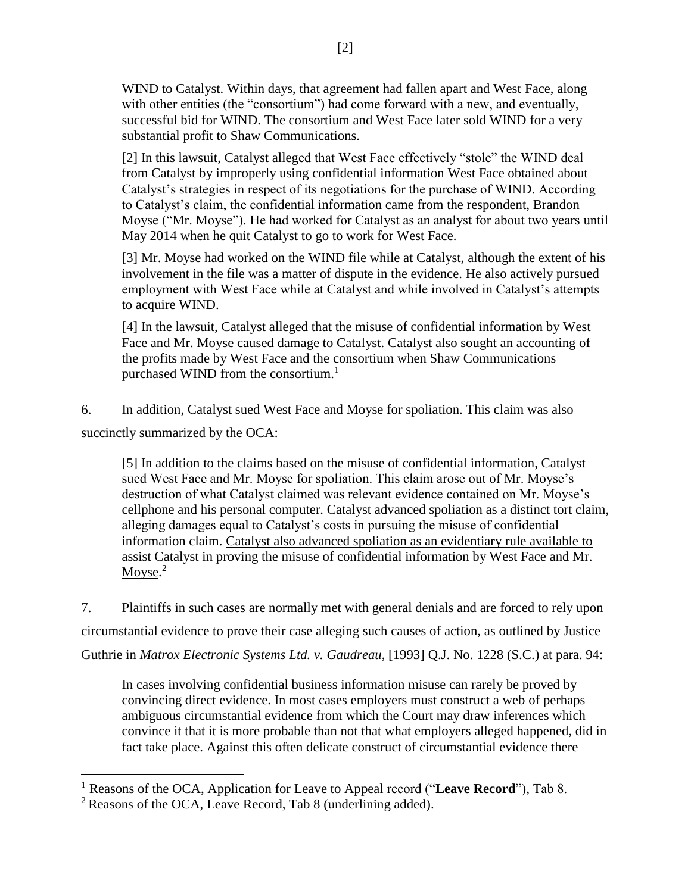WIND to Catalyst. Within days, that agreement had fallen apart and West Face, along with other entities (the "consortium") had come forward with a new, and eventually, successful bid for WIND. The consortium and West Face later sold WIND for a very substantial profit to Shaw Communications.

> [2] In this lawsuit, Catalyst alleged that West Face effectively "stole" the WIND deal from Catalyst by improperly using confidential information West Face obtained about Catalyst's strategies in respect of its negotiations for the purchase of WIND. According to Catalyst's claim, the confidential information came from the respondent, Brandon Moyse ("Mr. Moyse"). He had worked for Catalyst as an analyst for about two years until May 2014 when he quit Catalyst to go to work for West Face.
>
> [3] Mr. Moyse had worked on the WIND file while at Catalyst, although the extent of his involvement in the file was a matter of dispute in the evidence. He also actively pursued employment with West Face while at Catalyst and while involved in Catalyst's attempts to acquire WIND.
>
> [4] In the lawsuit, Catalyst alleged that the misuse of confidential information by West Face and Mr. Moyse caused damage to Catalyst. Catalyst also sought an accounting of the profits made by West Face and the consortium when Shaw Communications purchased WIND from the consortium.[1]

6. In addition, Catalyst sued West Face and Moyse for spoliation. This claim was also succinctly summarized by the OCA:

> [5] In addition to the claims based on the misuse of confidential information, Catalyst sued West Face and Mr. Moyse for spoliation. This claim arose out of Mr. Moyse's destruction of what Catalyst claimed was relevant evidence contained on Mr. Moyse's cellphone and his personal computer. Catalyst advanced spoliation as a distinct tort claim, alleging damages equal to Catalyst's costs in pursuing the misuse of confidential information claim. <u>Catalyst also advanced spoliation as an evidentiary rule available to assist Catalyst in proving the misuse of confidential information by West Face and Mr. Moyse</u>.[2]

7. Plaintiffs in such cases are normally met with general denials and are forced to rely upon circumstantial evidence to prove their case alleging such causes of action, as outlined by Justice Guthrie in *Matrox Electronic Systems Ltd. v. Gaudreau*, [1993] Q.J. No. 1228 (S.C.) at para. 94:

> In cases involving confidential business information misuse can rarely be proved by convincing direct evidence. In most cases employers must construct a web of perhaps ambiguous circumstantial evidence from which the Court may draw inferences which convince it that it is more probable than not that what employers alleged happened, did in fact take place. Against this often delicate construct of circumstantial evidence there

---

[1] Reasons of the OCA, Application for Leave to Appeal record ("**Leave Record**"), Tab 8.

[2] Reasons of the OCA, Leave Record, Tab 8 (underlining added).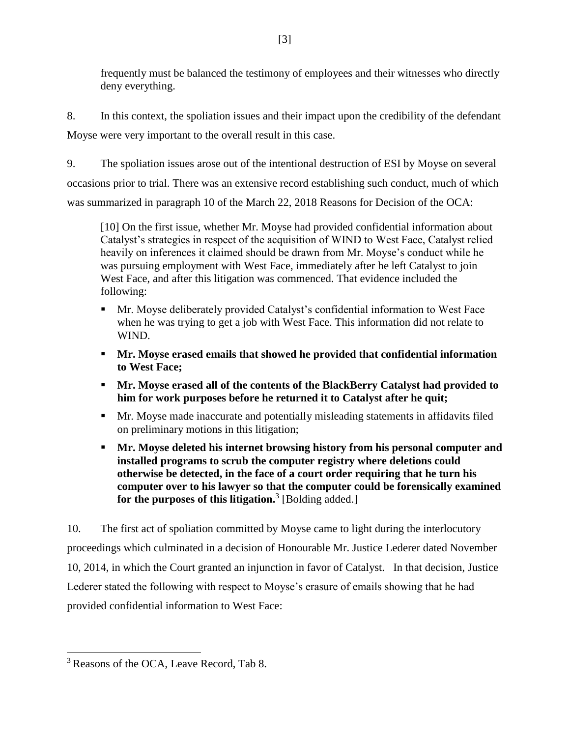frequently must be balanced the testimony of employees and their witnesses who directly deny everything.

8. In this context, the spoliation issues and their impact upon the credibility of the defendant Moyse were very important to the overall result in this case.

9. The spoliation issues arose out of the intentional destruction of ESI by Moyse on several occasions prior to trial. There was an extensive record establishing such conduct, much of which was summarized in paragraph 10 of the March 22, 2018 Reasons for Decision of the OCA:

> [10] On the first issue, whether Mr. Moyse had provided confidential information about Catalyst's strategies in respect of the acquisition of WIND to West Face, Catalyst relied heavily on inferences it claimed should be drawn from Mr. Moyse's conduct while he was pursuing employment with West Face, immediately after he left Catalyst to join West Face, and after this litigation was commenced. That evidence included the following:
>
> - Mr. Moyse deliberately provided Catalyst's confidential information to West Face when he was trying to get a job with West Face. This information did not relate to WIND.
> - **Mr. Moyse erased emails that showed he provided that confidential information to West Face;**
> - **Mr. Moyse erased all of the contents of the BlackBerry Catalyst had provided to him for work purposes before he returned it to Catalyst after he quit;**
> - Mr. Moyse made inaccurate and potentially misleading statements in affidavits filed on preliminary motions in this litigation;
> - **Mr. Moyse deleted his internet browsing history from his personal computer and installed programs to scrub the computer registry where deletions could otherwise be detected, in the face of a court order requiring that he turn his computer over to his lawyer so that the computer could be forensically examined for the purposes of this litigation.**[3] [Bolding added.]

10. The first act of spoliation committed by Moyse came to light during the interlocutory proceedings which culminated in a decision of Honourable Mr. Justice Lederer dated November 10, 2014, in which the Court granted an injunction in favor of Catalyst. In that decision, Justice Lederer stated the following with respect to Moyse's erasure of emails showing that he had provided confidential information to West Face:

---

[3] Reasons of the OCA, Leave Record, Tab 8.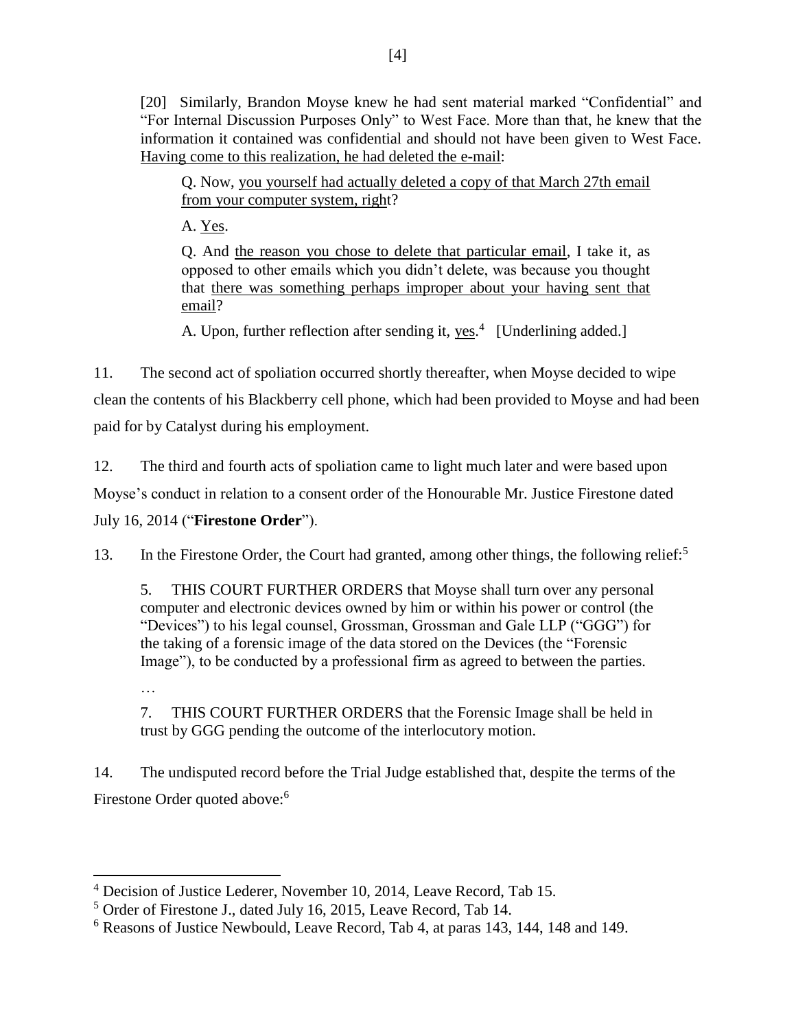> [20] Similarly, Brandon Moyse knew he had sent material marked "Confidential" and "For Internal Discussion Purposes Only" to West Face. More than that, he knew that the information it contained was confidential and should not have been given to West Face. <u>Having come to this realization, he had deleted the e-mail</u>:
>
> > Q. Now, <u>you yourself had actually deleted a copy of that March 27th email from your computer system, righ</u>t?
> >
> > A. <u>Yes</u>.
> >
> > Q. And <u>the reason you chose to delete that particular email</u>, I take it, as opposed to other emails which you didn't delete, was because you thought that <u>there was something perhaps improper about your having sent that email</u>?
> >
> > A. Upon, further reflection after sending it, <u>yes</u>.[4] [Underlining added.]

11. The second act of spoliation occurred shortly thereafter, when Moyse decided to wipe clean the contents of his Blackberry cell phone, which had been provided to Moyse and had been paid for by Catalyst during his employment.

12. The third and fourth acts of spoliation came to light much later and were based upon Moyse's conduct in relation to a consent order of the Honourable Mr. Justice Firestone dated July 16, 2014 ("**Firestone Order**").

13. In the Firestone Order, the Court had granted, among other things, the following relief:[5]

> 5. THIS COURT FURTHER ORDERS that Moyse shall turn over any personal computer and electronic devices owned by him or within his power or control (the "Devices") to his legal counsel, Grossman, Grossman and Gale LLP ("GGG") for the taking of a forensic image of the data stored on the Devices (the "Forensic Image"), to be conducted by a professional firm as agreed to between the parties.
>
> …
>
> 7. THIS COURT FURTHER ORDERS that the Forensic Image shall be held in trust by GGG pending the outcome of the interlocutory motion.

14. The undisputed record before the Trial Judge established that, despite the terms of the Firestone Order quoted above:[6]

---

[4] Decision of Justice Lederer, November 10, 2014, Leave Record, Tab 15.

[5] Order of Firestone J., dated July 16, 2015, Leave Record, Tab 14.

[6] Reasons of Justice Newbould, Leave Record, Tab 4, at paras 143, 144, 148 and 149.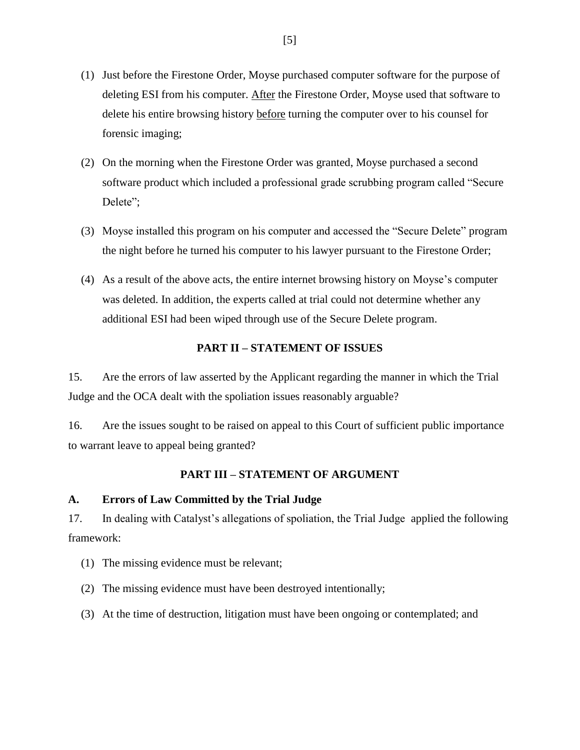(1) Just before the Firestone Order, Moyse purchased computer software for the purpose of deleting ESI from his computer. <u>After</u> the Firestone Order, Moyse used that software to delete his entire browsing history <u>before</u> turning the computer over to his counsel for forensic imaging;

(2) On the morning when the Firestone Order was granted, Moyse purchased a second software product which included a professional grade scrubbing program called "Secure Delete";

(3) Moyse installed this program on his computer and accessed the "Secure Delete" program the night before he turned his computer to his lawyer pursuant to the Firestone Order;

(4) As a result of the above acts, the entire internet browsing history on Moyse's computer was deleted. In addition, the experts called at trial could not determine whether any additional ESI had been wiped through use of the Secure Delete program.

## PART II – STATEMENT OF ISSUES

15. Are the errors of law asserted by the Applicant regarding the manner in which the Trial Judge and the OCA dealt with the spoliation issues reasonably arguable?

16. Are the issues sought to be raised on appeal to this Court of sufficient public importance to warrant leave to appeal being granted?

## PART III – STATEMENT OF ARGUMENT

### A. Errors of Law Committed by the Trial Judge

17. In dealing with Catalyst's allegations of spoliation, the Trial Judge applied the following framework:

(1) The missing evidence must be relevant;

(2) The missing evidence must have been destroyed intentionally;

(3) At the time of destruction, litigation must have been ongoing or contemplated; and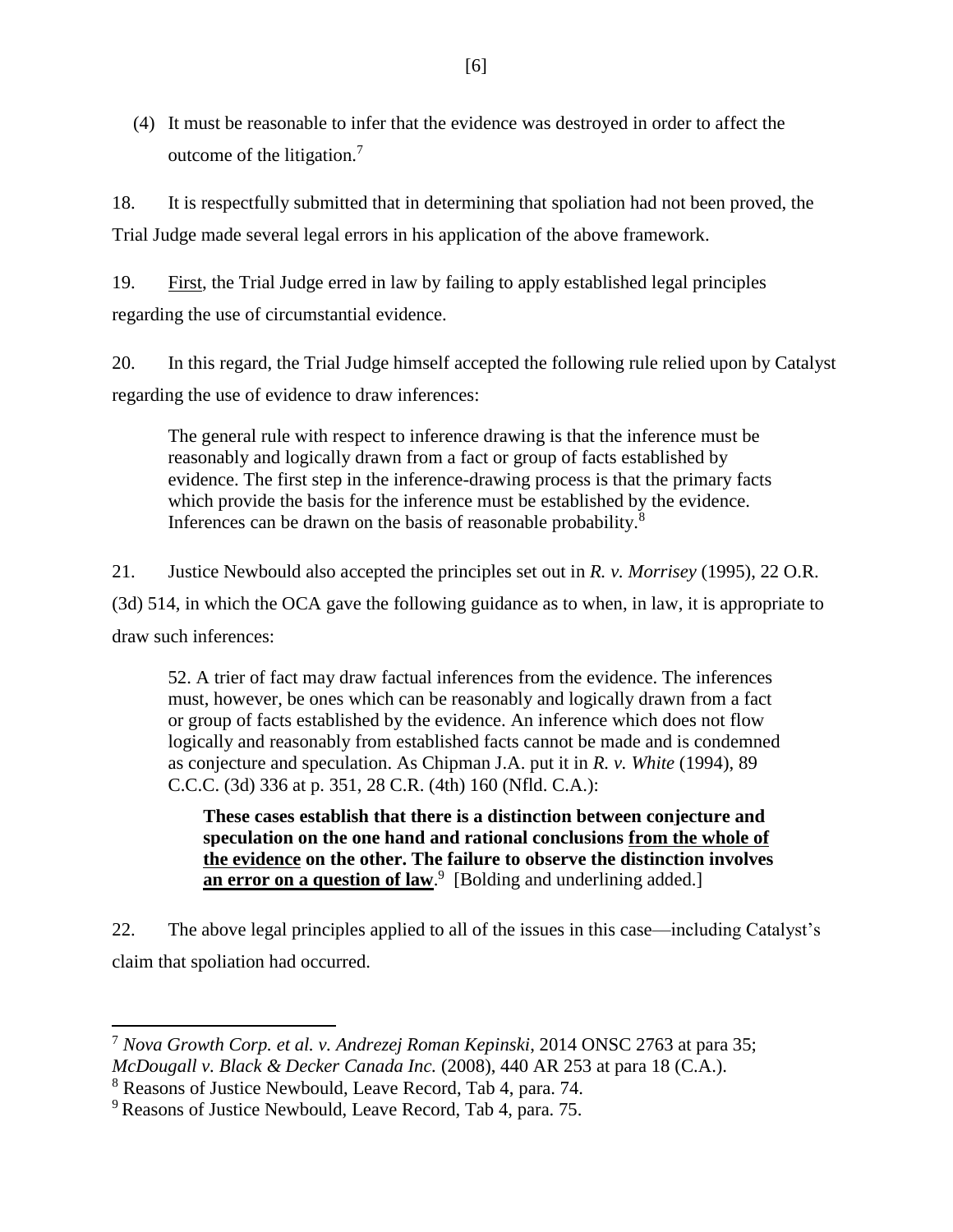(4) It must be reasonable to infer that the evidence was destroyed in order to affect the outcome of the litigation.[7]

18. It is respectfully submitted that in determining that spoliation had not been proved, the Trial Judge made several legal errors in his application of the above framework.

19. First, the Trial Judge erred in law by failing to apply established legal principles regarding the use of circumstantial evidence.

20. In this regard, the Trial Judge himself accepted the following rule relied upon by Catalyst regarding the use of evidence to draw inferences:

> The general rule with respect to inference drawing is that the inference must be reasonably and logically drawn from a fact or group of facts established by evidence. The first step in the inference-drawing process is that the primary facts which provide the basis for the inference must be established by the evidence. Inferences can be drawn on the basis of reasonable probability.[8]

21. Justice Newbould also accepted the principles set out in *R. v. Morrisey* (1995), 22 O.R. (3d) 514, in which the OCA gave the following guidance as to when, in law, it is appropriate to draw such inferences:

> 52. A trier of fact may draw factual inferences from the evidence. The inferences must, however, be ones which can be reasonably and logically drawn from a fact or group of facts established by the evidence. An inference which does not flow logically and reasonably from established facts cannot be made and is condemned as conjecture and speculation. As Chipman J.A. put it in *R. v. White* (1994), 89 C.C.C. (3d) 336 at p. 351, 28 C.R. (4th) 160 (Nfld. C.A.):
>
> > **These cases establish that there is a distinction between conjecture and speculation on the one hand and rational conclusions <u>from the whole of the evidence</u> on the other. The failure to observe the distinction involves <u>an error on a question of law</u>**.[9] [Bolding and underlining added.]

22. The above legal principles applied to all of the issues in this case—including Catalyst's claim that spoliation had occurred.

---

[7] *Nova Growth Corp. et al. v. Andrezej Roman Kepinski*, 2014 ONSC 2763 at para 35; *McDougall v. Black & Decker Canada Inc.* (2008), 440 AR 253 at para 18 (C.A.).

[8] Reasons of Justice Newbould, Leave Record, Tab 4, para. 74.

[9] Reasons of Justice Newbould, Leave Record, Tab 4, para. 75.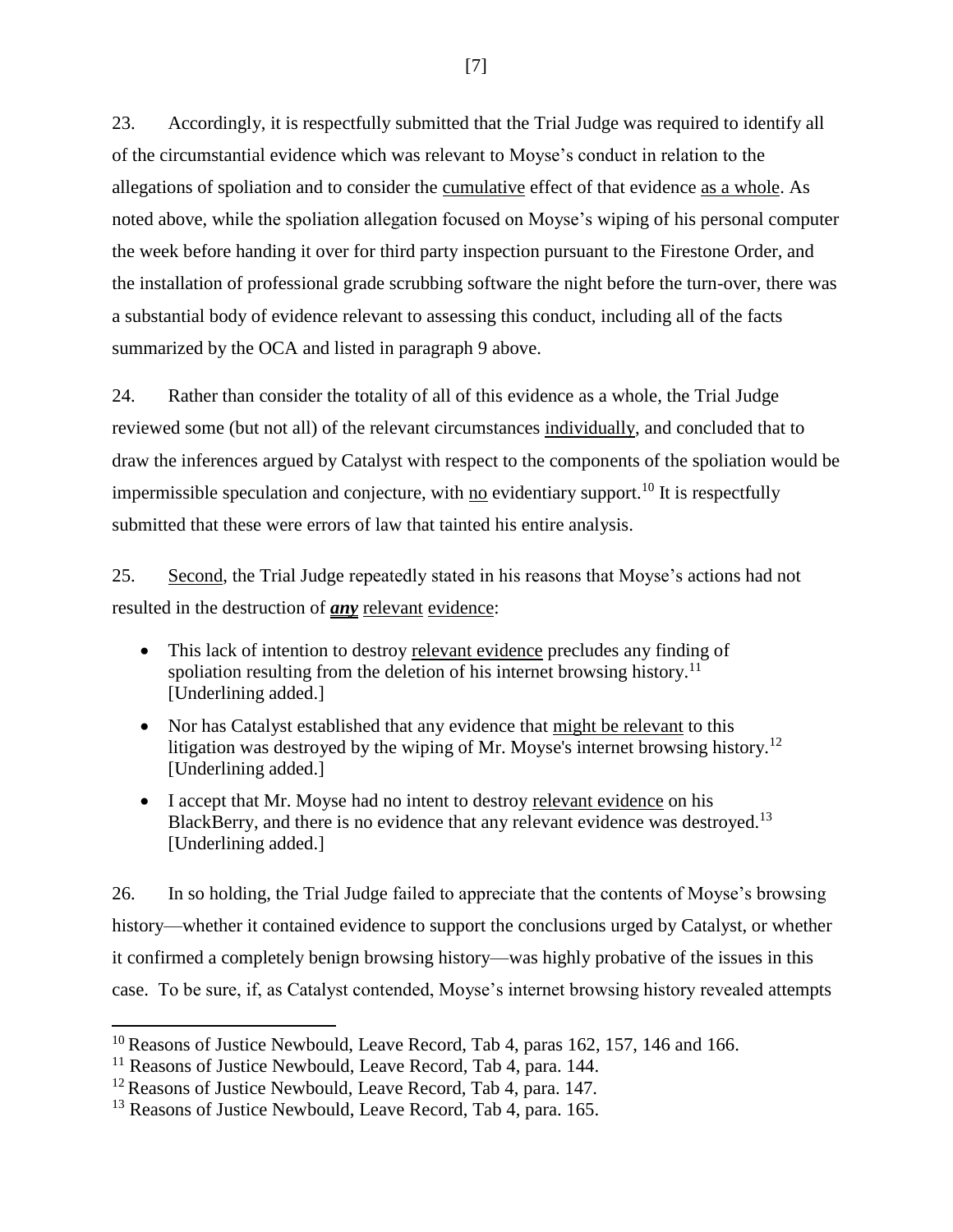23. Accordingly, it is respectfully submitted that the Trial Judge was required to identify all of the circumstantial evidence which was relevant to Moyse's conduct in relation to the allegations of spoliation and to consider the cumulative effect of that evidence as a whole. As noted above, while the spoliation allegation focused on Moyse's wiping of his personal computer the week before handing it over for third party inspection pursuant to the Firestone Order, and the installation of professional grade scrubbing software the night before the turn-over, there was a substantial body of evidence relevant to assessing this conduct, including all of the facts summarized by the OCA and listed in paragraph 9 above.

24. Rather than consider the totality of all of this evidence as a whole, the Trial Judge reviewed some (but not all) of the relevant circumstances individually, and concluded that to draw the inferences argued by Catalyst with respect to the components of the spoliation would be impermissible speculation and conjecture, with no evidentiary support.[10] It is respectfully submitted that these were errors of law that tainted his entire analysis.

25. Second, the Trial Judge repeatedly stated in his reasons that Moyse's actions had not resulted in the destruction of ***any*** relevant evidence:

- This lack of intention to destroy relevant evidence precludes any finding of spoliation resulting from the deletion of his internet browsing history.[11] [Underlining added.]
- Nor has Catalyst established that any evidence that might be relevant to this litigation was destroyed by the wiping of Mr. Moyse's internet browsing history.[12] [Underlining added.]
- I accept that Mr. Moyse had no intent to destroy relevant evidence on his BlackBerry, and there is no evidence that any relevant evidence was destroyed.[13] [Underlining added.]

26. In so holding, the Trial Judge failed to appreciate that the contents of Moyse's browsing history—whether it contained evidence to support the conclusions urged by Catalyst, or whether it confirmed a completely benign browsing history—was highly probative of the issues in this case. To be sure, if, as Catalyst contended, Moyse's internet browsing history revealed attempts

---

[10] Reasons of Justice Newbould, Leave Record, Tab 4, paras 162, 157, 146 and 166.

[11] Reasons of Justice Newbould, Leave Record, Tab 4, para. 144.

[12] Reasons of Justice Newbould, Leave Record, Tab 4, para. 147.

[13] Reasons of Justice Newbould, Leave Record, Tab 4, para. 165.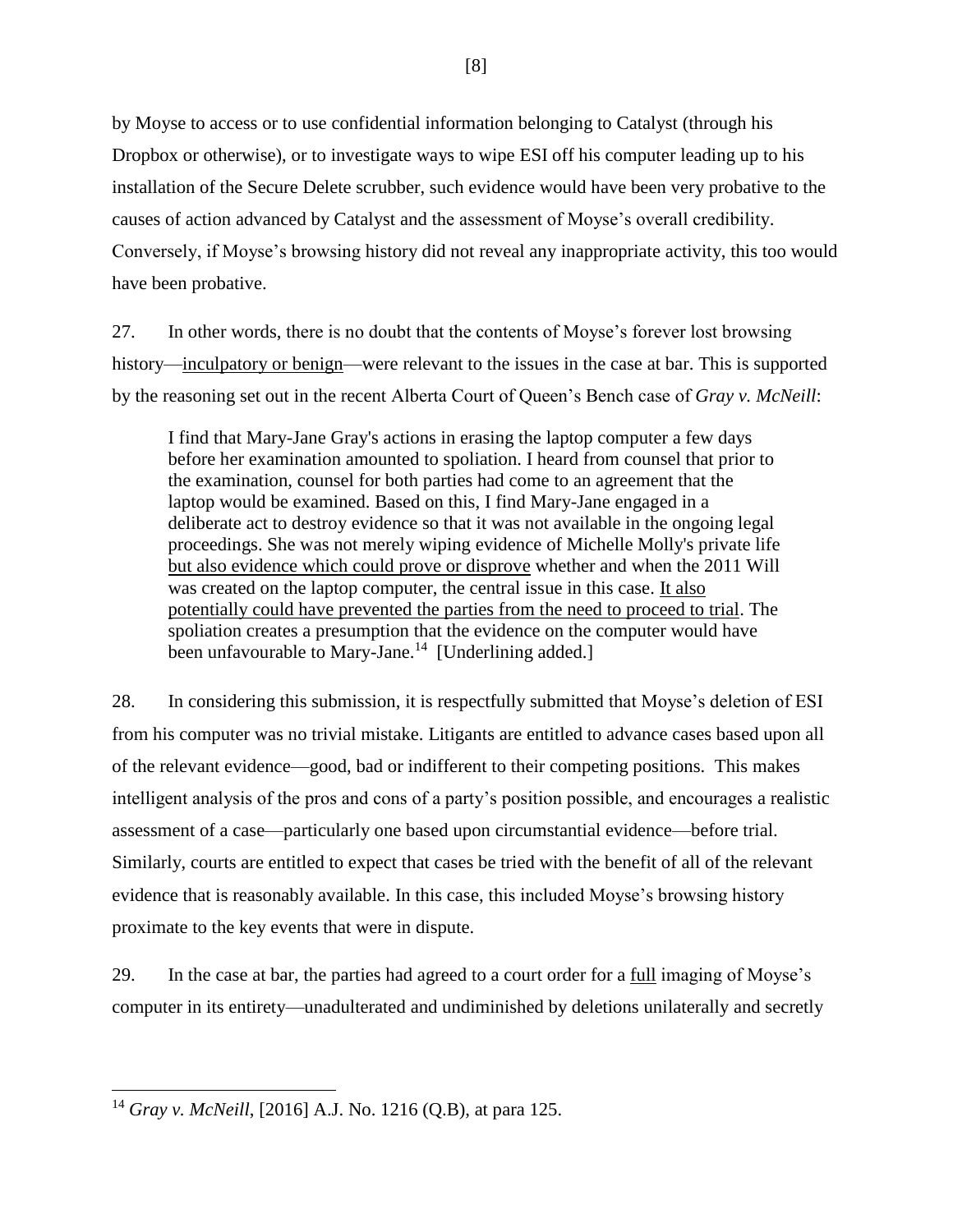by Moyse to access or to use confidential information belonging to Catalyst (through his Dropbox or otherwise), or to investigate ways to wipe ESI off his computer leading up to his installation of the Secure Delete scrubber, such evidence would have been very probative to the causes of action advanced by Catalyst and the assessment of Moyse's overall credibility. Conversely, if Moyse's browsing history did not reveal any inappropriate activity, this too would have been probative.

27. In other words, there is no doubt that the contents of Moyse's forever lost browsing history—<u>inculpatory or benign</u>—were relevant to the issues in the case at bar. This is supported by the reasoning set out in the recent Alberta Court of Queen's Bench case of *Gray v. McNeill*:

> I find that Mary-Jane Gray's actions in erasing the laptop computer a few days before her examination amounted to spoliation. I heard from counsel that prior to the examination, counsel for both parties had come to an agreement that the laptop would be examined. Based on this, I find Mary-Jane engaged in a deliberate act to destroy evidence so that it was not available in the ongoing legal proceedings. She was not merely wiping evidence of Michelle Molly's private life <u>but also evidence which could prove or disprove</u> whether and when the 2011 Will was created on the laptop computer, the central issue in this case. <u>It also potentially could have prevented the parties from the need to proceed to trial</u>. The spoliation creates a presumption that the evidence on the computer would have been unfavourable to Mary-Jane.[14] [Underlining added.]

28. In considering this submission, it is respectfully submitted that Moyse's deletion of ESI from his computer was no trivial mistake. Litigants are entitled to advance cases based upon all of the relevant evidence—good, bad or indifferent to their competing positions. This makes intelligent analysis of the pros and cons of a party's position possible, and encourages a realistic assessment of a case—particularly one based upon circumstantial evidence—before trial. Similarly, courts are entitled to expect that cases be tried with the benefit of all of the relevant evidence that is reasonably available. In this case, this included Moyse's browsing history proximate to the key events that were in dispute.

29. In the case at bar, the parties had agreed to a court order for a <u>full</u> imaging of Moyse's computer in its entirety—unadulterated and undiminished by deletions unilaterally and secretly

---

[14] *Gray v. McNeill*, [2016] A.J. No. 1216 (Q.B), at para 125.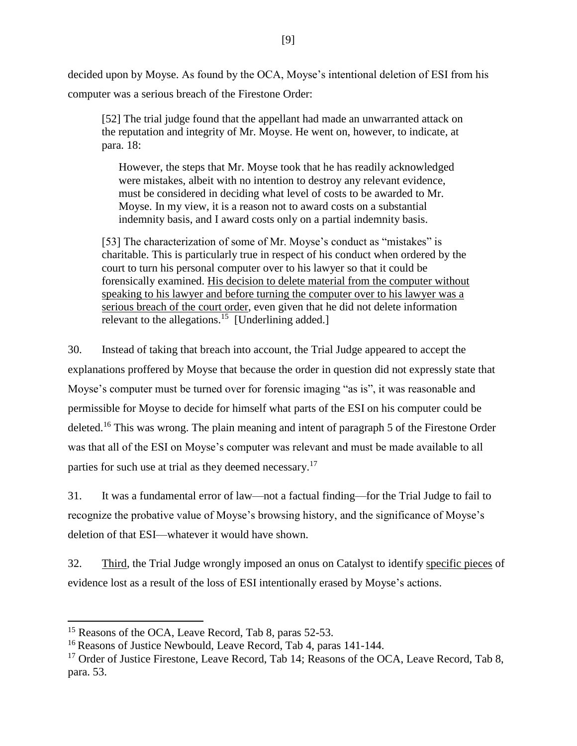decided upon by Moyse. As found by the OCA, Moyse's intentional deletion of ESI from his computer was a serious breach of the Firestone Order:

> [52] The trial judge found that the appellant had made an unwarranted attack on the reputation and integrity of Mr. Moyse. He went on, however, to indicate, at para. 18:
>
> > However, the steps that Mr. Moyse took that he has readily acknowledged were mistakes, albeit with no intention to destroy any relevant evidence, must be considered in deciding what level of costs to be awarded to Mr. Moyse. In my view, it is a reason not to award costs on a substantial indemnity basis, and I award costs only on a partial indemnity basis.
>
> [53] The characterization of some of Mr. Moyse's conduct as "mistakes" is charitable. This is particularly true in respect of his conduct when ordered by the court to turn his personal computer over to his lawyer so that it could be forensically examined. <u>His decision to delete material from the computer without speaking to his lawyer and before turning the computer over to his lawyer was a serious breach of the court order</u>, even given that he did not delete information relevant to the allegations.[15] [Underlining added.]

30. Instead of taking that breach into account, the Trial Judge appeared to accept the explanations proffered by Moyse that because the order in question did not expressly state that Moyse's computer must be turned over for forensic imaging "as is", it was reasonable and permissible for Moyse to decide for himself what parts of the ESI on his computer could be deleted.[16] This was wrong. The plain meaning and intent of paragraph 5 of the Firestone Order was that all of the ESI on Moyse's computer was relevant and must be made available to all parties for such use at trial as they deemed necessary.[17]

31. It was a fundamental error of law—not a factual finding—for the Trial Judge to fail to recognize the probative value of Moyse's browsing history, and the significance of Moyse's deletion of that ESI—whatever it would have shown.

32. <u>Third</u>, the Trial Judge wrongly imposed an onus on Catalyst to identify <u>specific pieces</u> of evidence lost as a result of the loss of ESI intentionally erased by Moyse's actions.

---

[15] Reasons of the OCA, Leave Record, Tab 8, paras 52-53.

[16] Reasons of Justice Newbould, Leave Record, Tab 4, paras 141-144.

[17] Order of Justice Firestone, Leave Record, Tab 14; Reasons of the OCA, Leave Record, Tab 8, para. 53.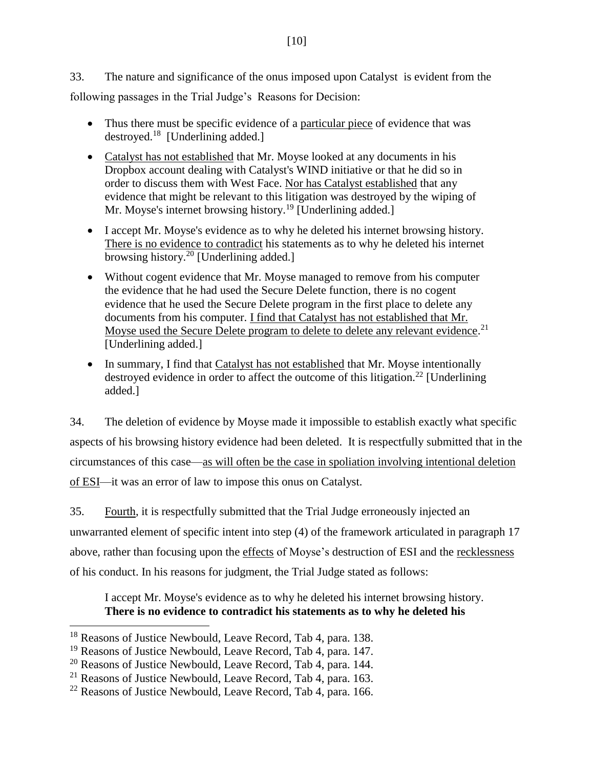33. The nature and significance of the onus imposed upon Catalyst is evident from the following passages in the Trial Judge's Reasons for Decision:

- Thus there must be specific evidence of a <u>particular piece</u> of evidence that was destroyed.[18] [Underlining added.]
- <u>Catalyst has not established</u> that Mr. Moyse looked at any documents in his Dropbox account dealing with Catalyst's WIND initiative or that he did so in order to discuss them with West Face. <u>Nor has Catalyst established</u> that any evidence that might be relevant to this litigation was destroyed by the wiping of Mr. Moyse's internet browsing history.[19] [Underlining added.]
- I accept Mr. Moyse's evidence as to why he deleted his internet browsing history. <u>There is no evidence to contradict</u> his statements as to why he deleted his internet browsing history.[20] [Underlining added.]
- Without cogent evidence that Mr. Moyse managed to remove from his computer the evidence that he had used the Secure Delete function, there is no cogent evidence that he used the Secure Delete program in the first place to delete any documents from his computer. <u>I find that Catalyst has not established that Mr. Moyse used the Secure Delete program to delete to delete any relevant evidence</u>.[21] [Underlining added.]
- In summary, I find that <u>Catalyst has not established</u> that Mr. Moyse intentionally destroyed evidence in order to affect the outcome of this litigation.[22] [Underlining added.]

34. The deletion of evidence by Moyse made it impossible to establish exactly what specific aspects of his browsing history evidence had been deleted. It is respectfully submitted that in the circumstances of this case—<u>as will often be the case in spoliation involving intentional deletion of ESI</u>—it was an error of law to impose this onus on Catalyst.

35. <u>Fourth</u>, it is respectfully submitted that the Trial Judge erroneously injected an unwarranted element of specific intent into step (4) of the framework articulated in paragraph 17 above, rather than focusing upon the <u>effects</u> of Moyse's destruction of ESI and the <u>recklessness</u> of his conduct. In his reasons for judgment, the Trial Judge stated as follows:

> I accept Mr. Moyse's evidence as to why he deleted his internet browsing history. **There is no evidence to contradict his statements as to why he deleted his**

---

[18] Reasons of Justice Newbould, Leave Record, Tab 4, para. 138.

[19] Reasons of Justice Newbould, Leave Record, Tab 4, para. 147.

[20] Reasons of Justice Newbould, Leave Record, Tab 4, para. 144.

[21] Reasons of Justice Newbould, Leave Record, Tab 4, para. 163.

[22] Reasons of Justice Newbould, Leave Record, Tab 4, para. 166.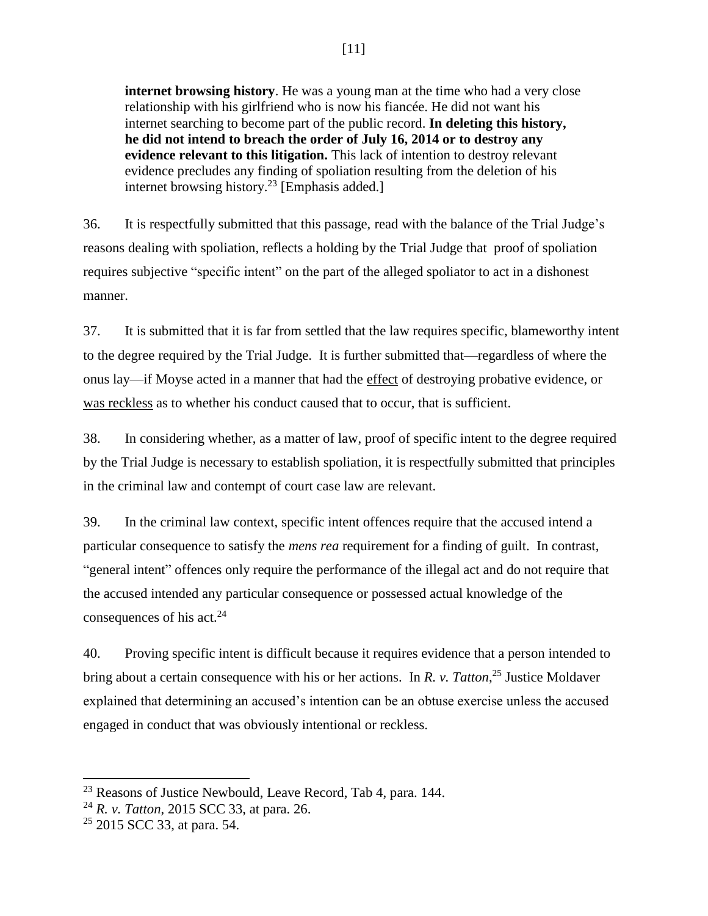> **internet browsing history**. He was a young man at the time who had a very close relationship with his girlfriend who is now his fiancée. He did not want his internet searching to become part of the public record. **In deleting this history, he did not intend to breach the order of July 16, 2014 or to destroy any evidence relevant to this litigation.** This lack of intention to destroy relevant evidence precludes any finding of spoliation resulting from the deletion of his internet browsing history.[23] [Emphasis added.]

36. It is respectfully submitted that this passage, read with the balance of the Trial Judge's reasons dealing with spoliation, reflects a holding by the Trial Judge that proof of spoliation requires subjective "specific intent" on the part of the alleged spoliator to act in a dishonest manner.

37. It is submitted that it is far from settled that the law requires specific, blameworthy intent to the degree required by the Trial Judge. It is further submitted that—regardless of where the onus lay—if Moyse acted in a manner that had the <u>effect</u> of destroying probative evidence, or <u>was reckless</u> as to whether his conduct caused that to occur, that is sufficient.

38. In considering whether, as a matter of law, proof of specific intent to the degree required by the Trial Judge is necessary to establish spoliation, it is respectfully submitted that principles in the criminal law and contempt of court case law are relevant.

39. In the criminal law context, specific intent offences require that the accused intend a particular consequence to satisfy the *mens rea* requirement for a finding of guilt. In contrast, "general intent" offences only require the performance of the illegal act and do not require that the accused intended any particular consequence or possessed actual knowledge of the consequences of his act.[24]

40. Proving specific intent is difficult because it requires evidence that a person intended to bring about a certain consequence with his or her actions. In *R. v. Tatton*,[25] Justice Moldaver explained that determining an accused's intention can be an obtuse exercise unless the accused engaged in conduct that was obviously intentional or reckless.

---

[23] Reasons of Justice Newbould, Leave Record, Tab 4, para. 144.

[24] *R. v. Tatton*, 2015 SCC 33, at para. 26.

[25] 2015 SCC 33, at para. 54.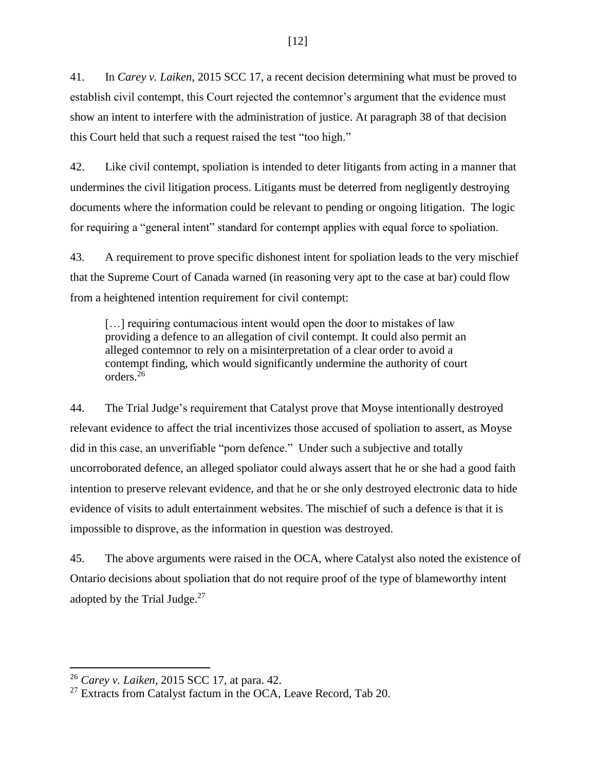41. In *Carey v. Laiken,* 2015 SCC 17, a recent decision determining what must be proved to establish civil contempt, this Court rejected the contemnor's argument that the evidence must show an intent to interfere with the administration of justice. At paragraph 38 of that decision this Court held that such a request raised the test "too high."

42. Like civil contempt, spoliation is intended to deter litigants from acting in a manner that undermines the civil litigation process. Litigants must be deterred from negligently destroying documents where the information could be relevant to pending or ongoing litigation. The logic for requiring a "general intent" standard for contempt applies with equal force to spoliation.

43. A requirement to prove specific dishonest intent for spoliation leads to the very mischief that the Supreme Court of Canada warned (in reasoning very apt to the case at bar) could flow from a heightened intention requirement for civil contempt:

> […] requiring contumacious intent would open the door to mistakes of law providing a defence to an allegation of civil contempt. It could also permit an alleged contemnor to rely on a misinterpretation of a clear order to avoid a contempt finding, which would significantly undermine the authority of court orders.[26]

44. The Trial Judge's requirement that Catalyst prove that Moyse intentionally destroyed relevant evidence to affect the trial incentivizes those accused of spoliation to assert, as Moyse did in this case, an unverifiable "porn defence." Under such a subjective and totally uncorroborated defence, an alleged spoliator could always assert that he or she had a good faith intention to preserve relevant evidence, and that he or she only destroyed electronic data to hide evidence of visits to adult entertainment websites. The mischief of such a defence is that it is impossible to disprove, as the information in question was destroyed.

45. The above arguments were raised in the OCA, where Catalyst also noted the existence of Ontario decisions about spoliation that do not require proof of the type of blameworthy intent adopted by the Trial Judge.[27]

---

[26] *Carey v. Laiken*, 2015 SCC 17, at para. 42.

[27] Extracts from Catalyst factum in the OCA, Leave Record, Tab 20.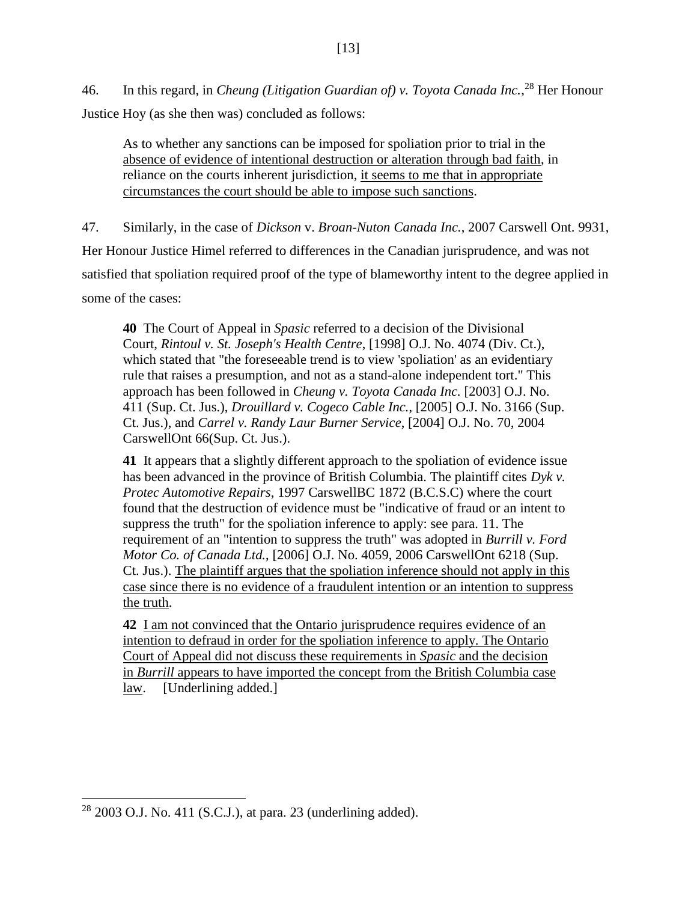46. In this regard, in *Cheung (Litigation Guardian of) v. Toyota Canada Inc.*,[28] Her Honour Justice Hoy (as she then was) concluded as follows:

> As to whether any sanctions can be imposed for spoliation prior to trial in the absence of evidence of intentional destruction or alteration through bad faith, in reliance on the courts inherent jurisdiction, it seems to me that in appropriate circumstances the court should be able to impose such sanctions.

47. Similarly, in the case of *Dickson* v. *Broan-Nuton Canada Inc.*, 2007 Carswell Ont. 9931, Her Honour Justice Himel referred to differences in the Canadian jurisprudence, and was not satisfied that spoliation required proof of the type of blameworthy intent to the degree applied in some of the cases:

> **40** The Court of Appeal in *Spasic* referred to a decision of the Divisional Court, *Rintoul v. St. Joseph's Health Centre*, [1998] O.J. No. 4074 (Div. Ct.), which stated that "the foreseeable trend is to view 'spoliation' as an evidentiary rule that raises a presumption, and not as a stand-alone independent tort." This approach has been followed in *Cheung v. Toyota Canada Inc.* [2003] O.J. No. 411 (Sup. Ct. Jus.), *Drouillard v. Cogeco Cable Inc.*, [2005] O.J. No. 3166 (Sup. Ct. Jus.), and *Carrel v. Randy Laur Burner Service*, [2004] O.J. No. 70, 2004 CarswellOnt 66(Sup. Ct. Jus.).
>
> **41** It appears that a slightly different approach to the spoliation of evidence issue has been advanced in the province of British Columbia. The plaintiff cites *Dyk v. Protec Automotive Repairs*, 1997 CarswellBC 1872 (B.C.S.C) where the court found that the destruction of evidence must be "indicative of fraud or an intent to suppress the truth" for the spoliation inference to apply: see para. 11. The requirement of an "intention to suppress the truth" was adopted in *Burrill v. Ford Motor Co. of Canada Ltd.*, [2006] O.J. No. 4059, 2006 CarswellOnt 6218 (Sup. Ct. Jus.). The plaintiff argues that the spoliation inference should not apply in this case since there is no evidence of a fraudulent intention or an intention to suppress the truth.
>
> **42** I am not convinced that the Ontario jurisprudence requires evidence of an intention to defraud in order for the spoliation inference to apply. The Ontario Court of Appeal did not discuss these requirements in *Spasic* and the decision in *Burrill* appears to have imported the concept from the British Columbia case law. [Underlining added.]

---

[28] 2003 O.J. No. 411 (S.C.J.), at para. 23 (underlining added).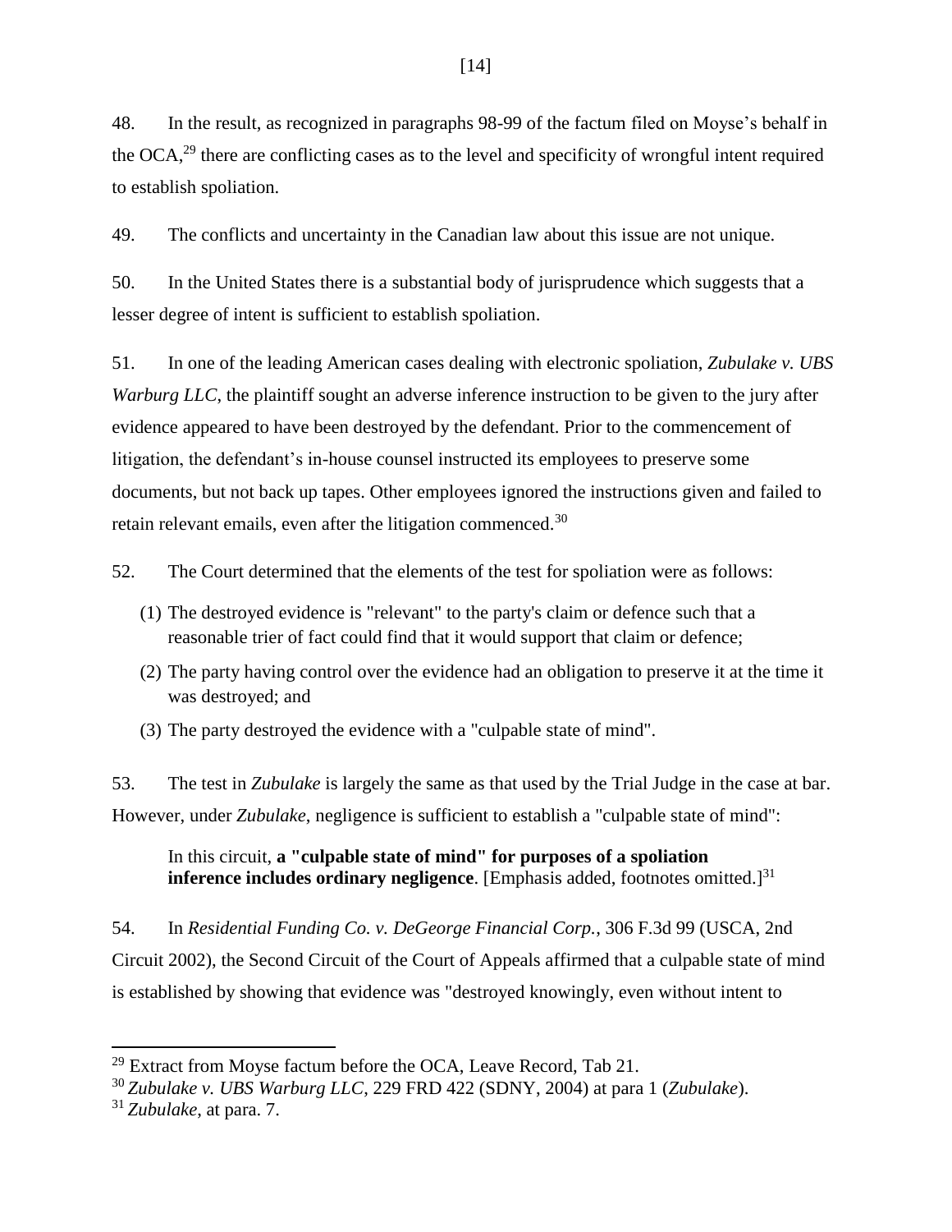48. In the result, as recognized in paragraphs 98-99 of the factum filed on Moyse's behalf in the OCA,[29] there are conflicting cases as to the level and specificity of wrongful intent required to establish spoliation.

49. The conflicts and uncertainty in the Canadian law about this issue are not unique.

50. In the United States there is a substantial body of jurisprudence which suggests that a lesser degree of intent is sufficient to establish spoliation.

51. In one of the leading American cases dealing with electronic spoliation, *Zubulake v. UBS Warburg LLC*, the plaintiff sought an adverse inference instruction to be given to the jury after evidence appeared to have been destroyed by the defendant. Prior to the commencement of litigation, the defendant's in-house counsel instructed its employees to preserve some documents, but not back up tapes. Other employees ignored the instructions given and failed to retain relevant emails, even after the litigation commenced.[30]

52. The Court determined that the elements of the test for spoliation were as follows:

(1) The destroyed evidence is "relevant" to the party's claim or defence such that a reasonable trier of fact could find that it would support that claim or defence;

(2) The party having control over the evidence had an obligation to preserve it at the time it was destroyed; and

(3) The party destroyed the evidence with a "culpable state of mind".

53. The test in *Zubulake* is largely the same as that used by the Trial Judge in the case at bar. However, under *Zubulake*, negligence is sufficient to establish a "culpable state of mind":

> In this circuit, **a "culpable state of mind" for purposes of a spoliation inference includes ordinary negligence**. [Emphasis added, footnotes omitted.][31]

54. In *Residential Funding Co. v. DeGeorge Financial Corp.*, 306 F.3d 99 (USCA, 2nd Circuit 2002), the Second Circuit of the Court of Appeals affirmed that a culpable state of mind is established by showing that evidence was "destroyed knowingly, even without intent to

---

[29] Extract from Moyse factum before the OCA, Leave Record, Tab 21.

[30] *Zubulake v. UBS Warburg LLC*, 229 FRD 422 (SDNY, 2004) at para 1 (*Zubulake*).

[31] *Zubulake*, at para. 7.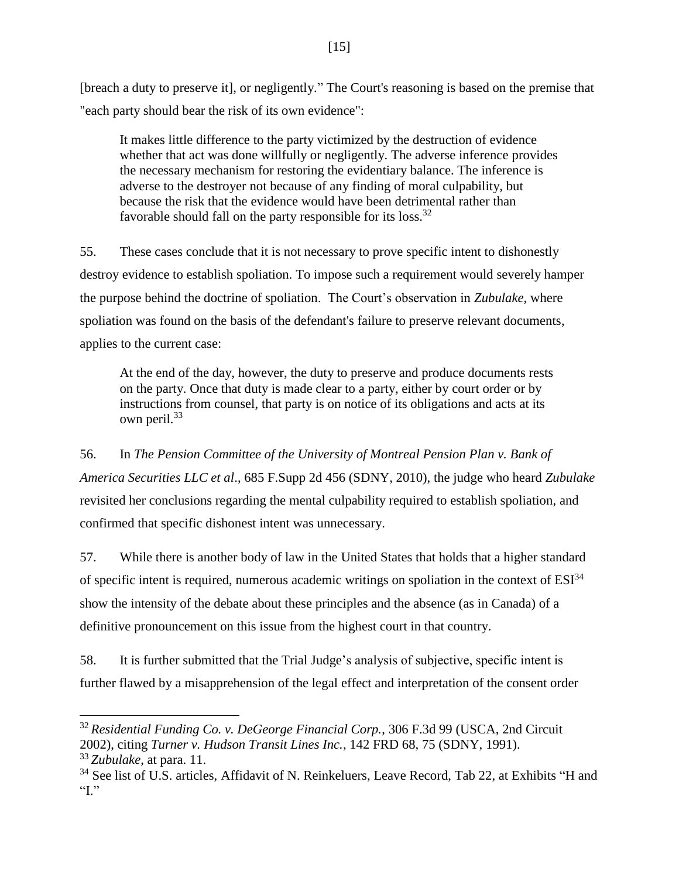[breach a duty to preserve it], or negligently." The Court's reasoning is based on the premise that "each party should bear the risk of its own evidence":

> It makes little difference to the party victimized by the destruction of evidence whether that act was done willfully or negligently. The adverse inference provides the necessary mechanism for restoring the evidentiary balance. The inference is adverse to the destroyer not because of any finding of moral culpability, but because the risk that the evidence would have been detrimental rather than favorable should fall on the party responsible for its loss.[32]

55. These cases conclude that it is not necessary to prove specific intent to dishonestly destroy evidence to establish spoliation. To impose such a requirement would severely hamper the purpose behind the doctrine of spoliation. The Court's observation in *Zubulake*, where spoliation was found on the basis of the defendant's failure to preserve relevant documents, applies to the current case:

> At the end of the day, however, the duty to preserve and produce documents rests on the party. Once that duty is made clear to a party, either by court order or by instructions from counsel, that party is on notice of its obligations and acts at its own peril.[33]

56. In *The Pension Committee of the University of Montreal Pension Plan v. Bank of America Securities LLC et al*., 685 F.Supp 2d 456 (SDNY, 2010), the judge who heard *Zubulake* revisited her conclusions regarding the mental culpability required to establish spoliation, and confirmed that specific dishonest intent was unnecessary.

57. While there is another body of law in the United States that holds that a higher standard of specific intent is required, numerous academic writings on spoliation in the context of ESI[34] show the intensity of the debate about these principles and the absence (as in Canada) of a definitive pronouncement on this issue from the highest court in that country.

58. It is further submitted that the Trial Judge's analysis of subjective, specific intent is further flawed by a misapprehension of the legal effect and interpretation of the consent order

---

[32] *Residential Funding Co. v. DeGeorge Financial Corp.*, 306 F.3d 99 (USCA, 2nd Circuit 2002), citing *Turner v. Hudson Transit Lines Inc.*, 142 FRD 68, 75 (SDNY, 1991).

[33] *Zubulake*, at para. 11.

[34] See list of U.S. articles, Affidavit of N. Reinkeluers, Leave Record, Tab 22, at Exhibits "H and "I."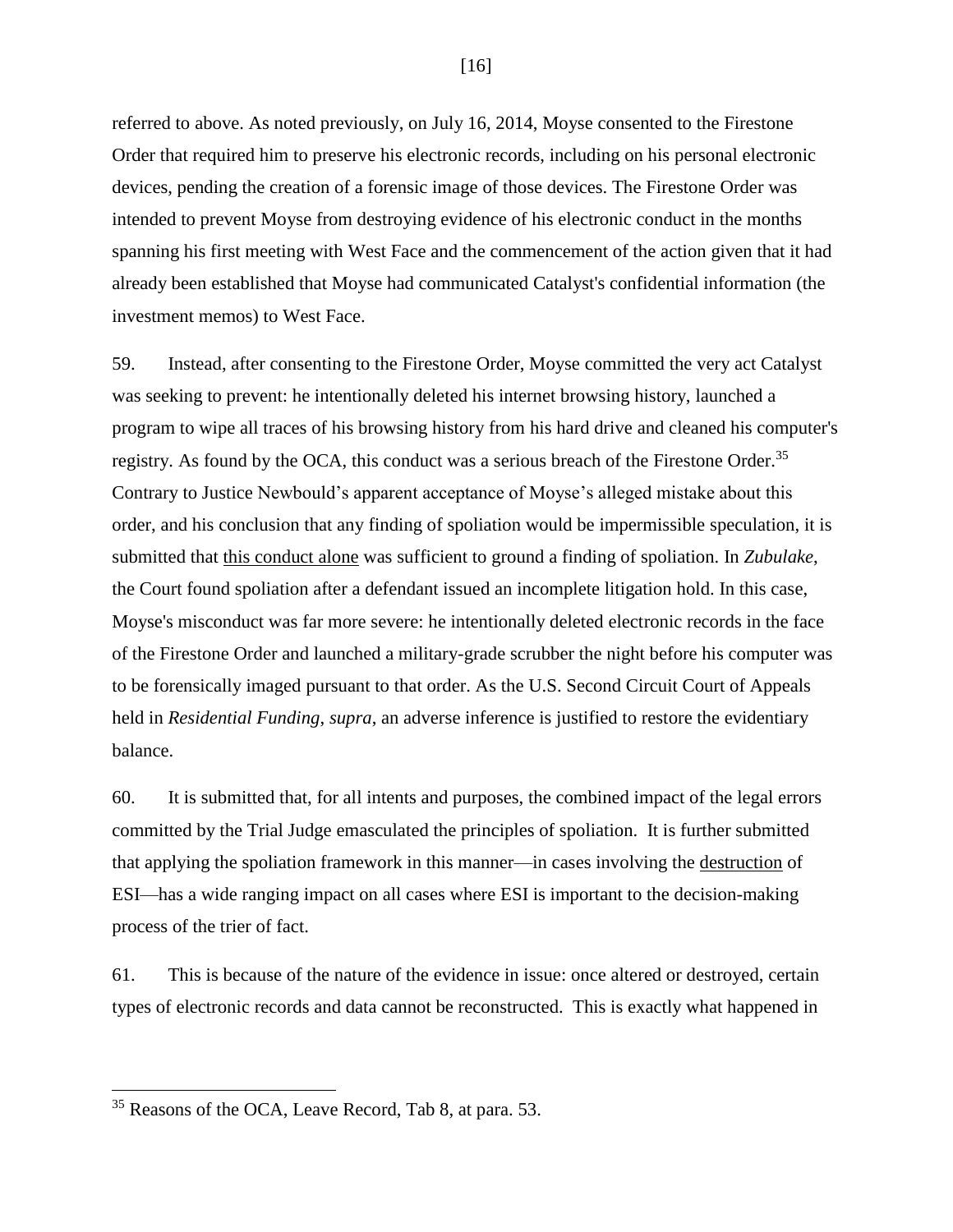referred to above. As noted previously, on July 16, 2014, Moyse consented to the Firestone Order that required him to preserve his electronic records, including on his personal electronic devices, pending the creation of a forensic image of those devices. The Firestone Order was intended to prevent Moyse from destroying evidence of his electronic conduct in the months spanning his first meeting with West Face and the commencement of the action given that it had already been established that Moyse had communicated Catalyst's confidential information (the investment memos) to West Face.

59. Instead, after consenting to the Firestone Order, Moyse committed the very act Catalyst was seeking to prevent: he intentionally deleted his internet browsing history, launched a program to wipe all traces of his browsing history from his hard drive and cleaned his computer's registry. As found by the OCA, this conduct was a serious breach of the Firestone Order.[35] Contrary to Justice Newbould's apparent acceptance of Moyse's alleged mistake about this order, and his conclusion that any finding of spoliation would be impermissible speculation, it is submitted that <u>this conduct alone</u> was sufficient to ground a finding of spoliation. In *Zubulake*, the Court found spoliation after a defendant issued an incomplete litigation hold. In this case, Moyse's misconduct was far more severe: he intentionally deleted electronic records in the face of the Firestone Order and launched a military-grade scrubber the night before his computer was to be forensically imaged pursuant to that order. As the U.S. Second Circuit Court of Appeals held in *Residential Funding*, *supra*, an adverse inference is justified to restore the evidentiary balance.

60. It is submitted that, for all intents and purposes, the combined impact of the legal errors committed by the Trial Judge emasculated the principles of spoliation. It is further submitted that applying the spoliation framework in this manner—in cases involving the <u>destruction</u> of ESI—has a wide ranging impact on all cases where ESI is important to the decision-making process of the trier of fact.

61. This is because of the nature of the evidence in issue: once altered or destroyed, certain types of electronic records and data cannot be reconstructed. This is exactly what happened in

---

[35] Reasons of the OCA, Leave Record, Tab 8, at para. 53.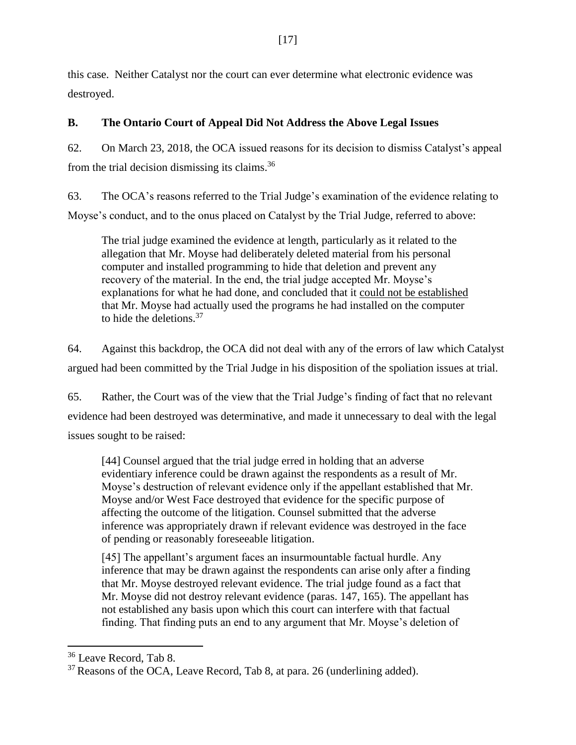this case. Neither Catalyst nor the court can ever determine what electronic evidence was destroyed.

## B. The Ontario Court of Appeal Did Not Address the Above Legal Issues

62. On March 23, 2018, the OCA issued reasons for its decision to dismiss Catalyst's appeal from the trial decision dismissing its claims.[36]

63. The OCA's reasons referred to the Trial Judge's examination of the evidence relating to Moyse's conduct, and to the onus placed on Catalyst by the Trial Judge, referred to above:

> The trial judge examined the evidence at length, particularly as it related to the allegation that Mr. Moyse had deliberately deleted material from his personal computer and installed programming to hide that deletion and prevent any recovery of the material. In the end, the trial judge accepted Mr. Moyse's explanations for what he had done, and concluded that it <u>could not be established</u> that Mr. Moyse had actually used the programs he had installed on the computer to hide the deletions.[37]

64. Against this backdrop, the OCA did not deal with any of the errors of law which Catalyst argued had been committed by the Trial Judge in his disposition of the spoliation issues at trial.

65. Rather, the Court was of the view that the Trial Judge's finding of fact that no relevant evidence had been destroyed was determinative, and made it unnecessary to deal with the legal issues sought to be raised:

> [44] Counsel argued that the trial judge erred in holding that an adverse evidentiary inference could be drawn against the respondents as a result of Mr. Moyse's destruction of relevant evidence only if the appellant established that Mr. Moyse and/or West Face destroyed that evidence for the specific purpose of affecting the outcome of the litigation. Counsel submitted that the adverse inference was appropriately drawn if relevant evidence was destroyed in the face of pending or reasonably foreseeable litigation.
>
> [45] The appellant's argument faces an insurmountable factual hurdle. Any inference that may be drawn against the respondents can arise only after a finding that Mr. Moyse destroyed relevant evidence. The trial judge found as a fact that Mr. Moyse did not destroy relevant evidence (paras. 147, 165). The appellant has not established any basis upon which this court can interfere with that factual finding. That finding puts an end to any argument that Mr. Moyse's deletion of

---

[36] Leave Record, Tab 8.

[37] Reasons of the OCA, Leave Record, Tab 8, at para. 26 (underlining added).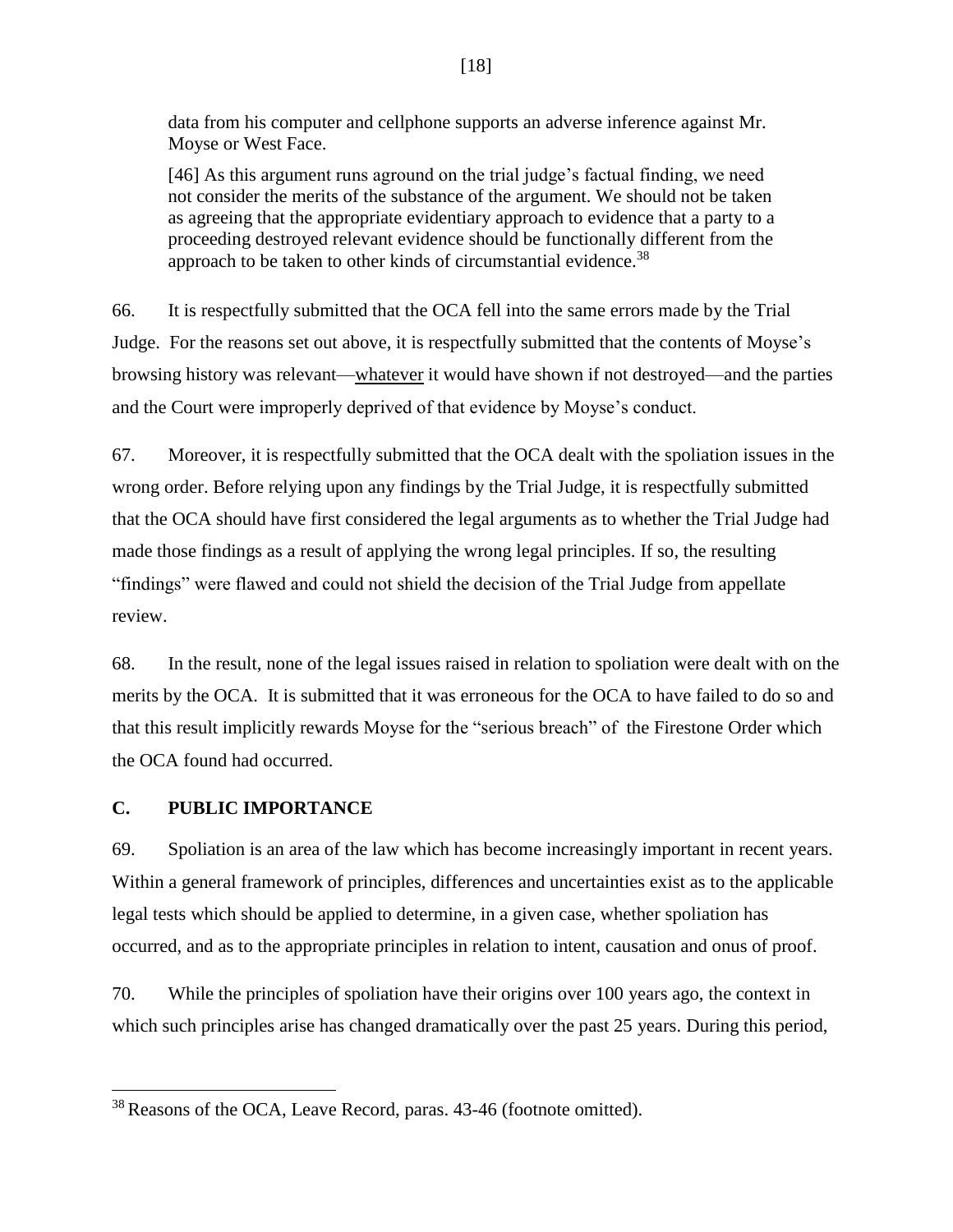> data from his computer and cellphone supports an adverse inference against Mr. Moyse or West Face.
>
> [46] As this argument runs aground on the trial judge's factual finding, we need not consider the merits of the substance of the argument. We should not be taken as agreeing that the appropriate evidentiary approach to evidence that a party to a proceeding destroyed relevant evidence should be functionally different from the approach to be taken to other kinds of circumstantial evidence.[38]

66. It is respectfully submitted that the OCA fell into the same errors made by the Trial Judge. For the reasons set out above, it is respectfully submitted that the contents of Moyse's browsing history was relevant—<u>whatever</u> it would have shown if not destroyed—and the parties and the Court were improperly deprived of that evidence by Moyse's conduct.

67. Moreover, it is respectfully submitted that the OCA dealt with the spoliation issues in the wrong order. Before relying upon any findings by the Trial Judge, it is respectfully submitted that the OCA should have first considered the legal arguments as to whether the Trial Judge had made those findings as a result of applying the wrong legal principles. If so, the resulting "findings" were flawed and could not shield the decision of the Trial Judge from appellate review.

68. In the result, none of the legal issues raised in relation to spoliation were dealt with on the merits by the OCA. It is submitted that it was erroneous for the OCA to have failed to do so and that this result implicitly rewards Moyse for the "serious breach" of the Firestone Order which the OCA found had occurred.

## C. PUBLIC IMPORTANCE

69. Spoliation is an area of the law which has become increasingly important in recent years. Within a general framework of principles, differences and uncertainties exist as to the applicable legal tests which should be applied to determine, in a given case, whether spoliation has occurred, and as to the appropriate principles in relation to intent, causation and onus of proof.

70. While the principles of spoliation have their origins over 100 years ago, the context in which such principles arise has changed dramatically over the past 25 years. During this period,

---

[38] Reasons of the OCA, Leave Record, paras. 43-46 (footnote omitted).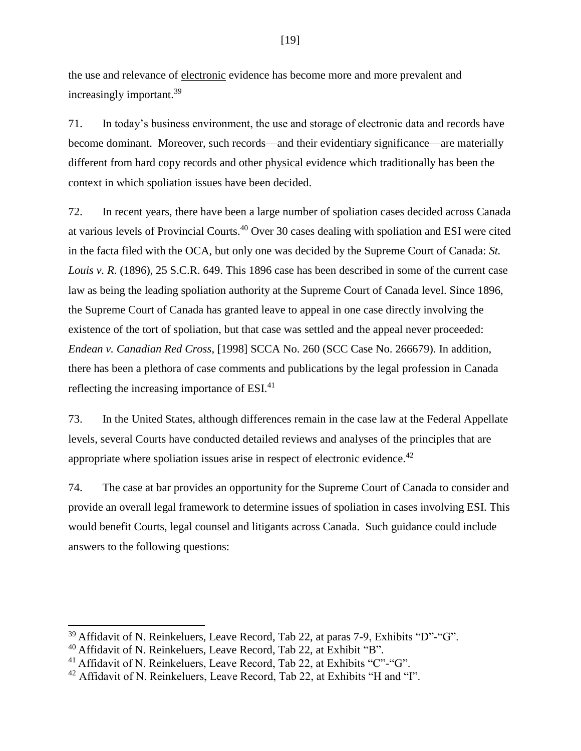the use and relevance of electronic evidence has become more and more prevalent and increasingly important.[39]

71. In today's business environment, the use and storage of electronic data and records have become dominant. Moreover, such records—and their evidentiary significance—are materially different from hard copy records and other physical evidence which traditionally has been the context in which spoliation issues have been decided.

72. In recent years, there have been a large number of spoliation cases decided across Canada at various levels of Provincial Courts.[40] Over 30 cases dealing with spoliation and ESI were cited in the facta filed with the OCA, but only one was decided by the Supreme Court of Canada: *St. Louis v. R.* (1896), 25 S.C.R. 649. This 1896 case has been described in some of the current case law as being the leading spoliation authority at the Supreme Court of Canada level. Since 1896, the Supreme Court of Canada has granted leave to appeal in one case directly involving the existence of the tort of spoliation, but that case was settled and the appeal never proceeded: *Endean v. Canadian Red Cross*, [1998] SCCA No. 260 (SCC Case No. 266679). In addition, there has been a plethora of case comments and publications by the legal profession in Canada reflecting the increasing importance of ESI.[41]

73. In the United States, although differences remain in the case law at the Federal Appellate levels, several Courts have conducted detailed reviews and analyses of the principles that are appropriate where spoliation issues arise in respect of electronic evidence.[42]

74. The case at bar provides an opportunity for the Supreme Court of Canada to consider and provide an overall legal framework to determine issues of spoliation in cases involving ESI. This would benefit Courts, legal counsel and litigants across Canada. Such guidance could include answers to the following questions:

---

[39] Affidavit of N. Reinkeluers, Leave Record, Tab 22, at paras 7-9, Exhibits "D"-"G".

[40] Affidavit of N. Reinkeluers, Leave Record, Tab 22, at Exhibit "B".

[41] Affidavit of N. Reinkeluers, Leave Record, Tab 22, at Exhibits "C"-"G".

[42] Affidavit of N. Reinkeluers, Leave Record, Tab 22, at Exhibits "H and "I".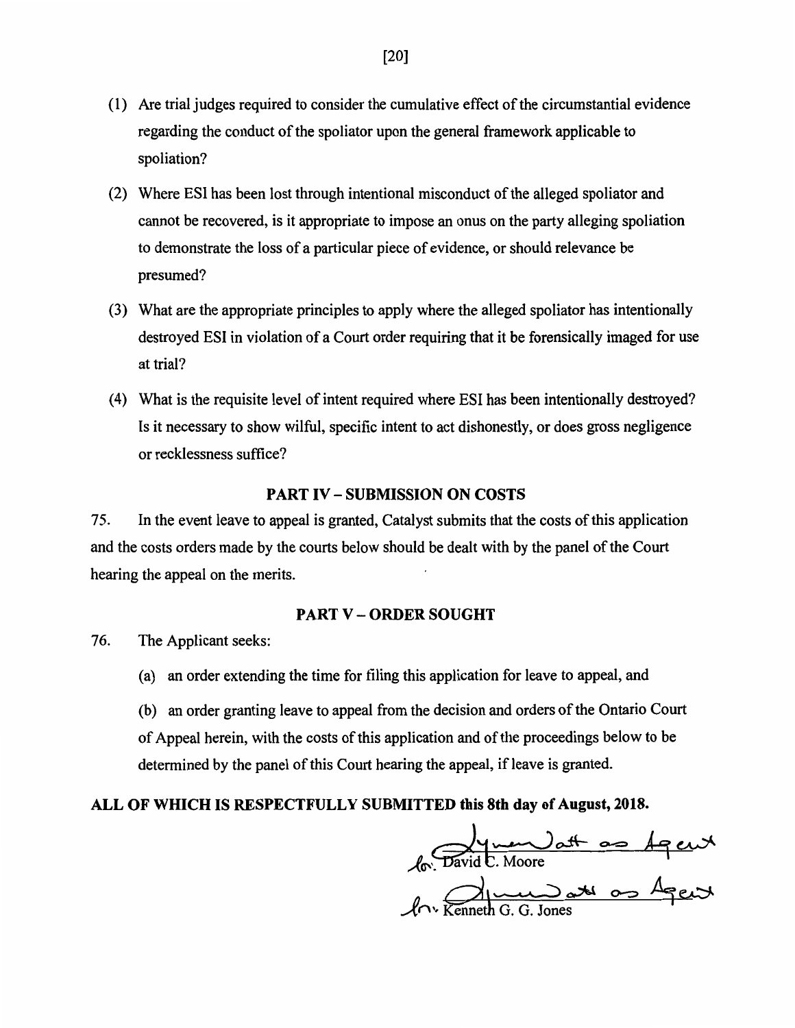(1) Are trial judges required to consider the cumulative effect of the circumstantial evidence regarding the conduct of the spoliator upon the general framework applicable to spoliation?

(2) Where ESI has been lost through intentional misconduct of the alleged spoliator and cannot be recovered, is it appropriate to impose an onus on the party alleging spoliation to demonstrate the loss of a particular piece of evidence, or should relevance be presumed?

(3) What are the appropriate principles to apply where the alleged spoliator has intentionally destroyed ESI in violation of a Court order requiring that it be forensically imaged for use at trial?

(4) What is the requisite level of intent required where ESI has been intentionally destroyed? Is it necessary to show wilful, specific intent to act dishonestly, or does gross negligence or recklessness suffice?

## PART IV – SUBMISSION ON COSTS

75. In the event leave to appeal is granted, Catalyst submits that the costs of this application and the costs orders made by the courts below should be dealt with by the panel of the Court hearing the appeal on the merits.

## PART V – ORDER SOUGHT

76. The Applicant seeks:

(a) an order extending the time for filing this application for leave to appeal, and

(b) an order granting leave to appeal from the decision and orders of the Ontario Court of Appeal herein, with the costs of this application and of the proceedings below to be determined by the panel of this Court hearing the appeal, if leave is granted.

**ALL OF WHICH IS RESPECTFULLY SUBMITTED this 8th day of August, 2018.**

for: David C. Moore (signed: Lynn Watt as Agent)

for: Kenneth G. G. Jones (signed: Lynn Watt as Agent)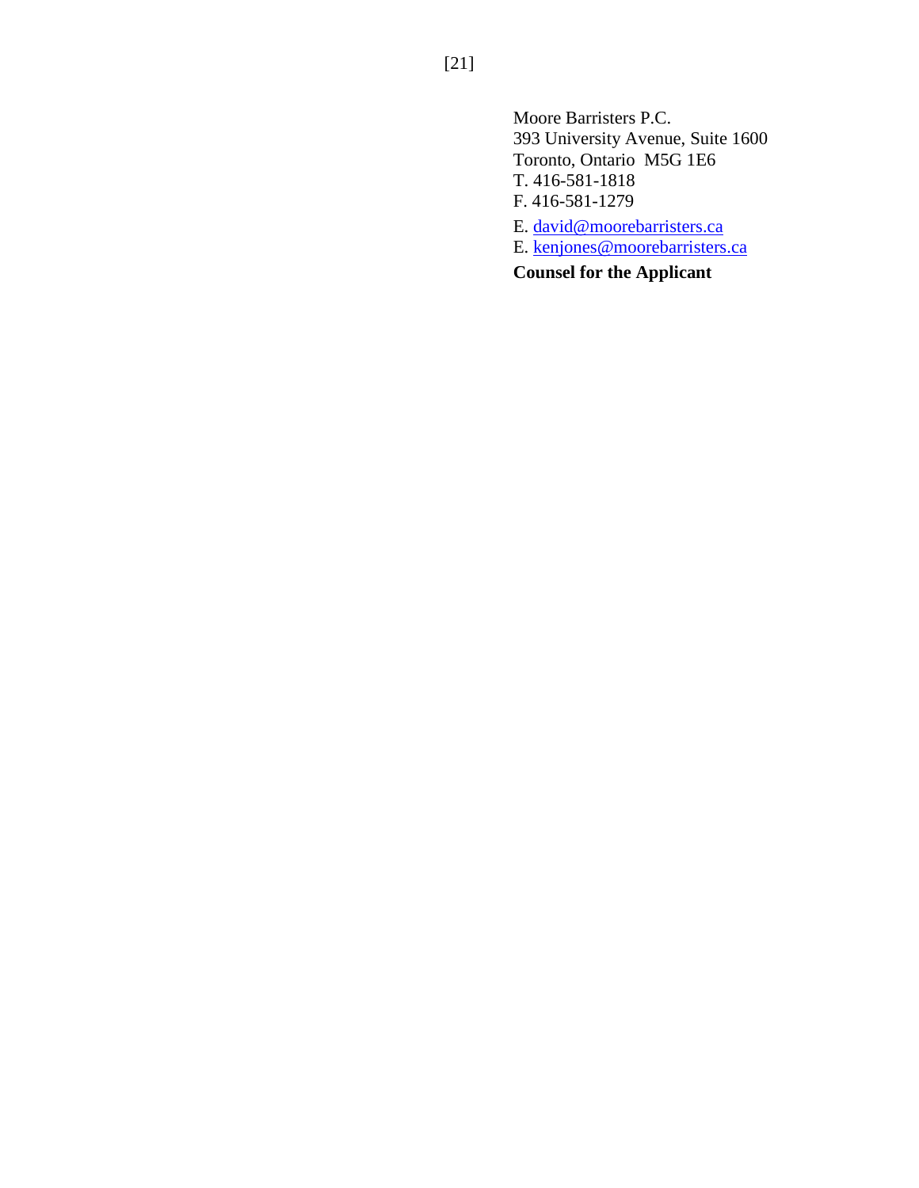Moore Barristers P.C.
393 University Avenue, Suite 1600
Toronto, Ontario  M5G 1E6
T. 416-581-1818
F. 416-581-1279
E. david@moorebarristers.ca
E. kenjones@moorebarristers.ca

**Counsel for the Applicant**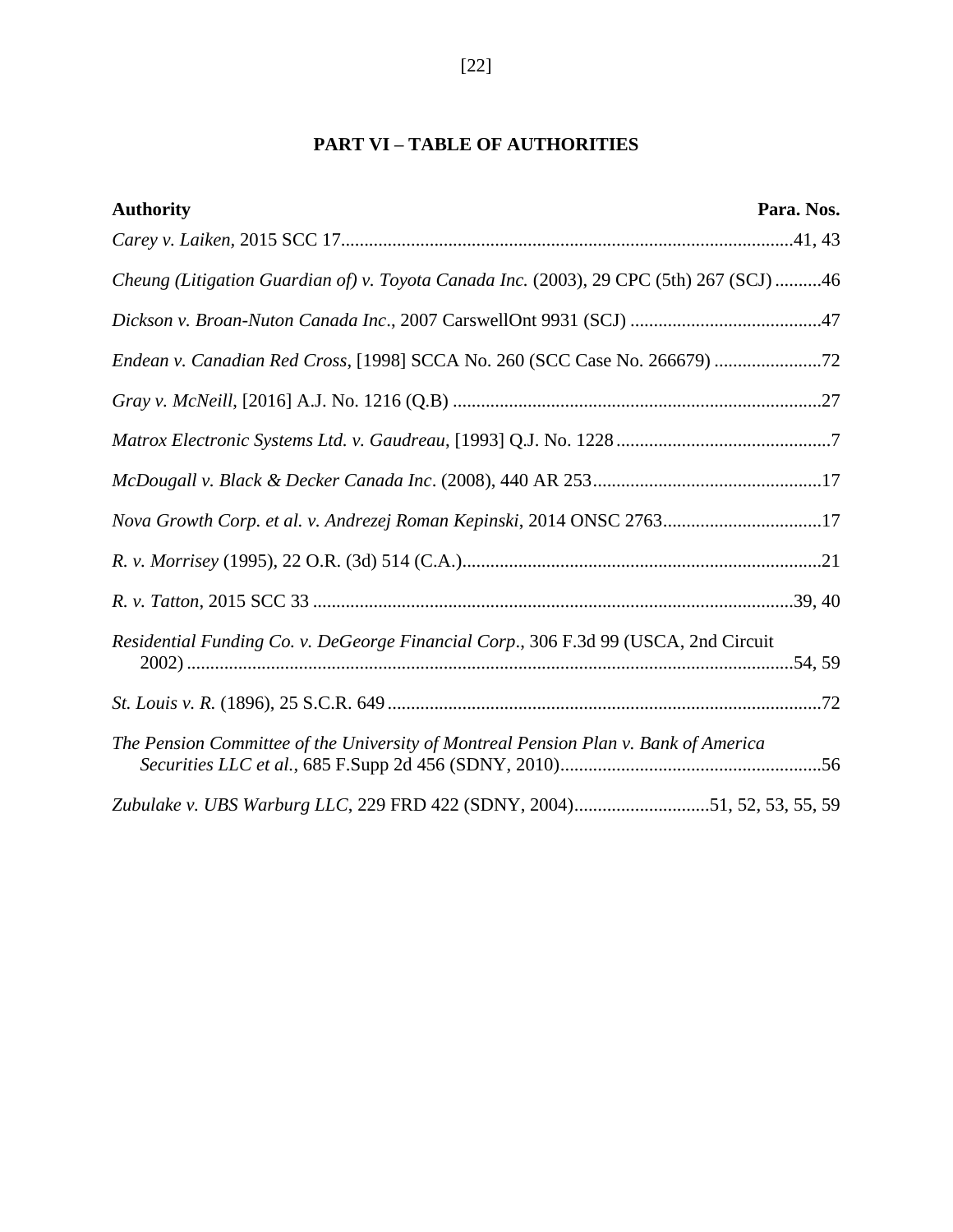## PART VI – TABLE OF AUTHORITIES

| Authority | Para. Nos. |
|---|---|
| *Carey v. Laiken*, 2015 SCC 17 | 41, 43 |
| *Cheung (Litigation Guardian of) v. Toyota Canada Inc.* (2003), 29 CPC (5th) 267 (SCJ) | 46 |
| *Dickson v. Broan-Nuton Canada Inc*., 2007 CarswellOnt 9931 (SCJ) | 47 |
| *Endean v. Canadian Red Cross*, [1998] SCCA No. 260 (SCC Case No. 266679) | 72 |
| *Gray v. McNeill*, [2016] A.J. No. 1216 (Q.B) | 27 |
| *Matrox Electronic Systems Ltd. v. Gaudreau*, [1993] Q.J. No. 1228 | 7 |
| *McDougall v. Black & Decker Canada Inc*. (2008), 440 AR 253 | 17 |
| *Nova Growth Corp. et al. v. Andrezej Roman Kepinski*, 2014 ONSC 2763 | 17 |
| *R. v. Morrisey* (1995), 22 O.R. (3d) 514 (C.A.) | 21 |
| *R. v. Tatton*, 2015 SCC 33 | 39, 40 |
| *Residential Funding Co. v. DeGeorge Financial Corp*., 306 F.3d 99 (USCA, 2nd Circuit 2002) | 54, 59 |
| *St. Louis v. R.* (1896), 25 S.C.R. 649 | 72 |
| *The Pension Committee of the University of Montreal Pension Plan v. Bank of America Securities LLC et al.*, 685 F.Supp 2d 456 (SDNY, 2010) | 56 |
| *Zubulake v. UBS Warburg LLC*, 229 FRD 422 (SDNY, 2004) | 51, 52, 53, 55, 59 |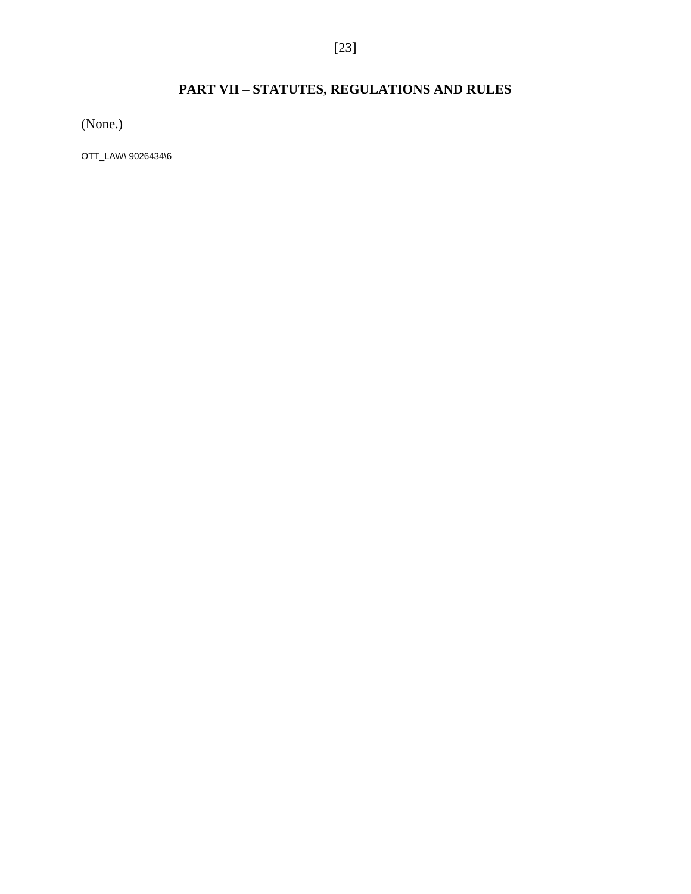## PART VII – STATUTES, REGULATIONS AND RULES

(None.)

OTT_LAW\ 9026434\6